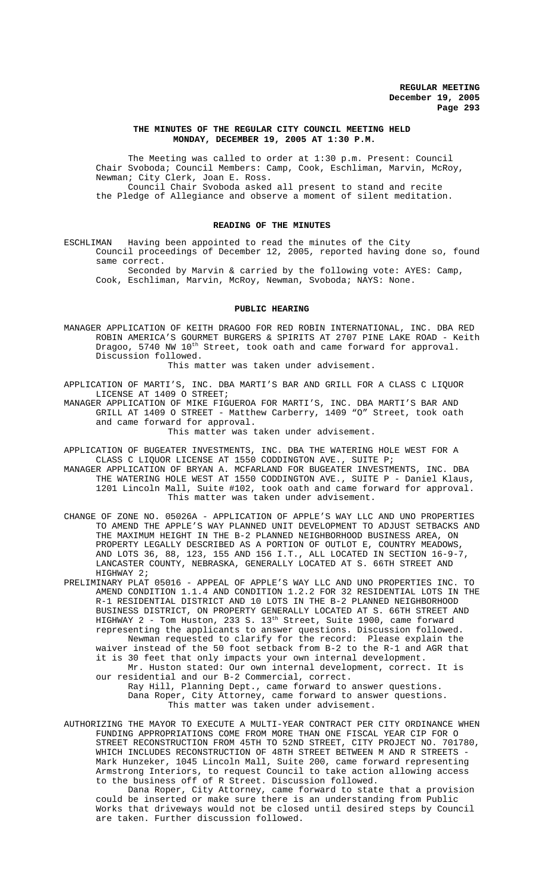**THE MINUTES OF THE REGULAR CITY COUNCIL MEETING HELD MONDAY, DECEMBER 19, 2005 AT 1:30 P.M.**

The Meeting was called to order at 1:30 p.m. Present: Council Chair Svoboda; Council Members: Camp, Cook, Eschliman, Marvin, McRoy, Newman; City Clerk, Joan E. Ross.

Council Chair Svoboda asked all present to stand and recite the Pledge of Allegiance and observe a moment of silent meditation.

## READING OF THE MINUTES

ESCHLIMAN Having been appointed to read the minutes of the City Council proceedings of December 12, 2005, reported having done so, found same correct.

Seconded by Marvin & carried by the following vote: AYES: Camp, Cook, Eschliman, Marvin, McRoy, Newman, Svoboda; NAYS: None.

## PUBLIC HEARING

MANAGER APPLICATION OF KEITH DRAGOO FOR RED ROBIN INTERNATIONAL, INC. DBA RED ROBIN AMERICA'S GOURMET BURGERS & SPIRITS AT 2707 PINE LAKE ROAD - Keith Dragoo, 5740 NW 10th Street, took oath and came forward for approval. Discussion followed.

This matter was taken under advisement.

APPLICATION OF MARTI'S, INC. DBA MARTI'S BAR AND GRILL FOR A CLASS C LIQUOR LICENSE AT 1409 O STREET;

MANAGER APPLICATION OF MIKE FIGUEROA FOR MARTI'S, INC. DBA MARTI'S BAR AND GRILL AT 1409 O STREET - Matthew Carberry, 1409 "O" Street, took oath and came forward for approval.

This matter was taken under advisement.

APPLICATION OF BUGEATER INVESTMENTS, INC. DBA THE WATERING HOLE WEST FOR A CLASS C LIQUOR LICENSE AT 1550 CODDINGTON AVE., SUITE P;

MANAGER APPLICATION OF BRYAN A. MCFARLAND FOR BUGEATER INVESTMENTS, INC. DBA THE WATERING HOLE WEST AT 1550 CODDINGTON AVE., SUITE P - Daniel Klaus, 1201 Lincoln Mall, Suite #102, took oath and came forward for approval.

This matter was taken under advisement.

CHANGE OF ZONE NO. 05026A - APPLICATION OF APPLE'S WAY LLC AND UNO PROPERTIES TO AMEND THE APPLE'S WAY PLANNED UNIT DEVELOPMENT TO ADJUST SETBACKS AND THE MAXIMUM HEIGHT IN THE B-2 PLANNED NEIGHBORHOOD BUSINESS AREA, ON PROPERTY LEGALLY DESCRIBED AS A PORTION OF OUTLOT E, COUNTRY MEADOWS, AND LOTS 36, 88, 123, 155 AND 156 I.T., ALL LOCATED IN SECTION 16-9-7, LANCASTER COUNTY, NEBRASKA, GENERALLY LOCATED AT S. 66TH STREET AND HIGHWAY 2;

PRELIMINARY PLAT 05016 - APPEAL OF APPLE'S WAY LLC AND UNO PROPERTIES INC. TO AMEND CONDITION 1.1.4 AND CONDITION 1.2.2 FOR 32 RESIDENTIAL LOTS IN THE R-1 RESIDENTIAL DISTRICT AND 10 LOTS IN THE B-2 PLANNED NEIGHBORHOOD BUSINESS DISTRICT, ON PROPERTY GENERALLY LOCATED AT S. 66TH STREET AND HIGHWAY 2 - Tom Huston, 233 S. 13th Street, Suite 1900, came forward representing the applicants to answer questions. Discussion followed.

Newman requested to clarify for the record: Please explain the waiver instead of the 50 foot setback from B-2 to the R-1 and AGR that it is 30 feet that only impacts your own internal development.

Mr. Huston stated: Our own internal development, correct. It is our residential and our B-2 Commercial, correct.

Ray Hill, Planning Dept., came forward to answer questions.

Dana Roper, City Attorney, came forward to answer questions.

This matter was taken under advisement.

AUTHORIZING THE MAYOR TO EXECUTE A MULTI-YEAR CONTRACT PER CITY ORDINANCE WHEN FUNDING APPROPRIATIONS COME FROM MORE THAN ONE FISCAL YEAR CIP FOR O STREET RECONSTRUCTION FROM 45TH TO 52ND STREET, CITY PROJECT NO. 701780, WHICH INCLUDES RECONSTRUCTION OF 48TH STREET BETWEEN M AND R STREETS - Mark Hunzeker, 1045 Lincoln Mall, Suite 200, came forward representing Armstrong Interiors, to request Council to take action allowing access to the business off of R Street. Discussion followed.

Dana Roper, City Attorney, came forward to state that a provision could be inserted or make sure there is an understanding from Public Works that driveways would not be closed until desired steps by Council are taken. Further discussion followed.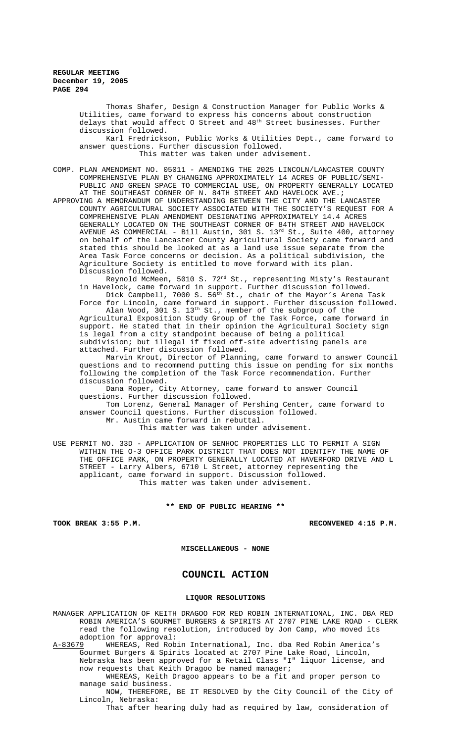Thomas Shafer, Design & Construction Manager for Public Works & Utilities, came forward to express his concerns about construction delays that would affect O Street and 48th Street businesses. Further discussion followed.

Karl Fredrickson, Public Works & Utilities Dept., came forward to answer questions. Further discussion followed.

This matter was taken under advisement.

COMP. PLAN AMENDMENT NO. 05011 - AMENDING THE 2025 LINCOLN/LANCASTER COUNTY COMPREHENSIVE PLAN BY CHANGING APPROXIMATELY 14 ACRES OF PUBLIC/SEMI-PUBLIC AND GREEN SPACE TO COMMERCIAL USE, ON PROPERTY GENERALLY LOCATED AT THE SOUTHEAST CORNER OF N. 84TH STREET AND HAVELOCK AVE.;

APPROVING A MEMORANDUM OF UNDERSTANDING BETWEEN THE CITY AND THE LANCASTER COUNTY AGRICULTURAL SOCIETY ASSOCIATED WITH THE SOCIETY'S REQUEST FOR A COMPREHENSIVE PLAN AMENDMENT DESIGNATING APPROXIMATELY 14.4 ACRES GENERALLY LOCATED ON THE SOUTHEAST CORNER OF 84TH STREET AND HAVELOCK AVENUE AS COMMERCIAL - Bill Austin, 301 S. 13rd St., Suite 400, attorney on behalf of the Lancaster County Agricultural Society came forward and stated this should be looked at as a land use issue separate from the Area Task Force concerns or decision. As a political subdivision, the Agriculture Society is entitled to move forward with its plan. Discussion followed.

Reynold McMeen, 5010 S. 72nd St., representing Misty's Restaurant in Havelock, came forward in support. Further discussion followed.

Dick Campbell, 7000 S. 56th St., chair of the Mayor's Arena Task Force for Lincoln, came forward in support. Further discussion followed.

Alan Wood, 301 S. 13th St., member of the subgroup of the Agricultural Exposition Study Group of the Task Force, came forward in support. He stated that in their opinion the Agricultural Society sign is legal from a city standpoint because of being a political subdivision; but illegal if fixed off-site advertising panels are attached. Further discussion followed.

Marvin Krout, Director of Planning, came forward to answer Council questions and to recommend putting this issue on pending for six months following the completion of the Task Force recommendation. Further discussion followed.

Dana Roper, City Attorney, came forward to answer Council questions. Further discussion followed.

Tom Lorenz, General Manager of Pershing Center, came forward to answer Council questions. Further discussion followed.

Mr. Austin came forward in rebuttal.

This matter was taken under advisement.

USE PERMIT NO. 33D - APPLICATION OF SENHOC PROPERTIES LLC TO PERMIT A SIGN WITHIN THE O-3 OFFICE PARK DISTRICT THAT DOES NOT IDENTIFY THE NAME OF THE OFFICE PARK, ON PROPERTY GENERALLY LOCATED AT HAVERFORD DRIVE AND L STREET - Larry Albers, 6710 L Street, attorney representing the applicant, came forward in support. Discussion followed.

This matter was taken under advisement.

**\*\* END OF PUBLIC HEARING \*\***

**TOOK BREAK 3:55 P.M. RECONVENED 4:15 P.M.**

**MISCELLANEOUS - NONE**

# COUNCIL ACTION

### LIQUOR RESOLUTIONS

MANAGER APPLICATION OF KEITH DRAGOO FOR RED ROBIN INTERNATIONAL, INC. DBA RED ROBIN AMERICA'S GOURMET BURGERS & SPIRITS AT 2707 PINE LAKE ROAD - CLERK read the following resolution, introduced by Jon Camp, who moved its adoption for approval:

A-83679 WHEREAS, Red Robin International, Inc. dba Red Robin America's Gourmet Burgers & Spirits located at 2707 Pine Lake Road, Lincoln, Nebraska has been approved for a Retail Class "I" liquor license, and now requests that Keith Dragoo be named manager;

WHEREAS, Keith Dragoo appears to be a fit and proper person to manage said business.

NOW, THEREFORE, BE IT RESOLVED by the City Council of the City of Lincoln, Nebraska:

That after hearing duly had as required by law, consideration of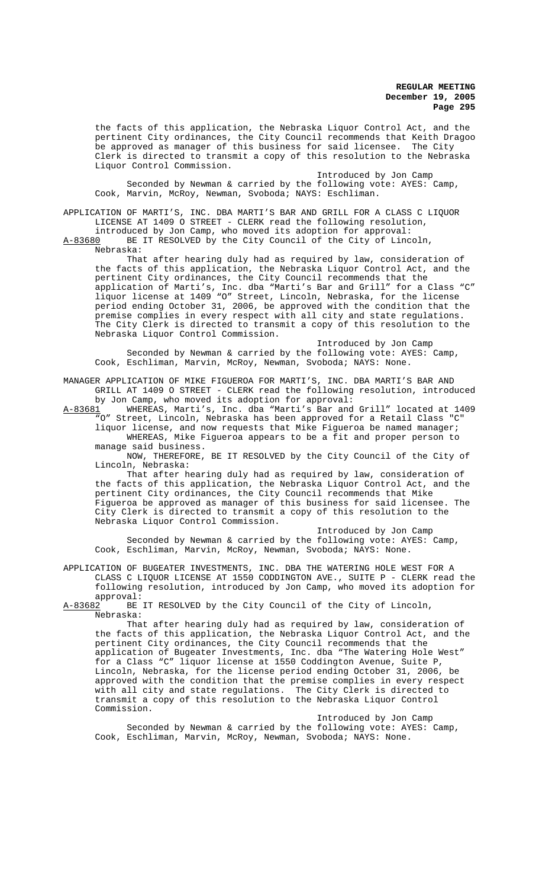the facts of this application, the Nebraska Liquor Control Act, and the pertinent City ordinances, the City Council recommends that Keith Dragoo be approved as manager of this business for said licensee. The City Clerk is directed to transmit a copy of this resolution to the Nebraska Liquor Control Commission.

Introduced by Jon Camp

Seconded by Newman & carried by the following vote: AYES: Camp, Cook, Marvin, McRoy, Newman, Svoboda; NAYS: Eschliman.

APPLICATION OF MARTI'S, INC. DBA MARTI'S BAR AND GRILL FOR A CLASS C LIQUOR LICENSE AT 1409 O STREET - CLERK read the following resolution, introduced by Jon Camp, who moved its adoption for approval:

A-83680 BE IT RESOLVED by the City Council of the City of Lincoln, Nebraska:

That after hearing duly had as required by law, consideration of the facts of this application, the Nebraska Liquor Control Act, and the pertinent City ordinances, the City Council recommends that the application of Marti's, Inc. dba "Marti's Bar and Grill" for a Class "C" liquor license at 1409 "O" Street, Lincoln, Nebraska, for the license period ending October 31, 2006, be approved with the condition that the premise complies in every respect with all city and state regulations. The City Clerk is directed to transmit a copy of this resolution to the Nebraska Liquor Control Commission.

Introduced by Jon Camp

Seconded by Newman & carried by the following vote: AYES: Camp, Cook, Eschliman, Marvin, McRoy, Newman, Svoboda; NAYS: None.

MANAGER APPLICATION OF MIKE FIGUEROA FOR MARTI'S, INC. DBA MARTI'S BAR AND GRILL AT 1409 O STREET - CLERK read the following resolution, introduced by Jon Camp, who moved its adoption for approval:

A-83681 WHEREAS, Marti's, Inc. dba "Marti's Bar and Grill" located at 1409 "O" Street, Lincoln, Nebraska has been approved for a Retail Class "C" liquor license, and now requests that Mike Figueroa be named manager;

WHEREAS, Mike Figueroa appears to be a fit and proper person to manage said business.

NOW, THEREFORE, BE IT RESOLVED by the City Council of the City of Lincoln, Nebraska:

That after hearing duly had as required by law, consideration of the facts of this application, the Nebraska Liquor Control Act, and the pertinent City ordinances, the City Council recommends that Mike Figueroa be approved as manager of this business for said licensee. The City Clerk is directed to transmit a copy of this resolution to the Nebraska Liquor Control Commission.

Introduced by Jon Camp

Seconded by Newman & carried by the following vote: AYES: Camp, Cook, Eschliman, Marvin, McRoy, Newman, Svoboda; NAYS: None.

APPLICATION OF BUGEATER INVESTMENTS, INC. DBA THE WATERING HOLE WEST FOR A CLASS C LIQUOR LICENSE AT 1550 CODDINGTON AVE., SUITE P - CLERK read the following resolution, introduced by Jon Camp, who moved its adoption for approval:

A-83682 BE IT RESOLVED by the City Council of the City of Lincoln, Nebraska:

That after hearing duly had as required by law, consideration of the facts of this application, the Nebraska Liquor Control Act, and the pertinent City ordinances, the City Council recommends that the application of Bugeater Investments, Inc. dba "The Watering Hole West" for a Class "C" liquor license at 1550 Coddington Avenue, Suite P, Lincoln, Nebraska, for the license period ending October 31, 2006, be approved with the condition that the premise complies in every respect with all city and state regulations. The City Clerk is directed to transmit a copy of this resolution to the Nebraska Liquor Control Commission.

Introduced by Jon Camp

Seconded by Newman & carried by the following vote: AYES: Camp, Cook, Eschliman, Marvin, McRoy, Newman, Svoboda; NAYS: None.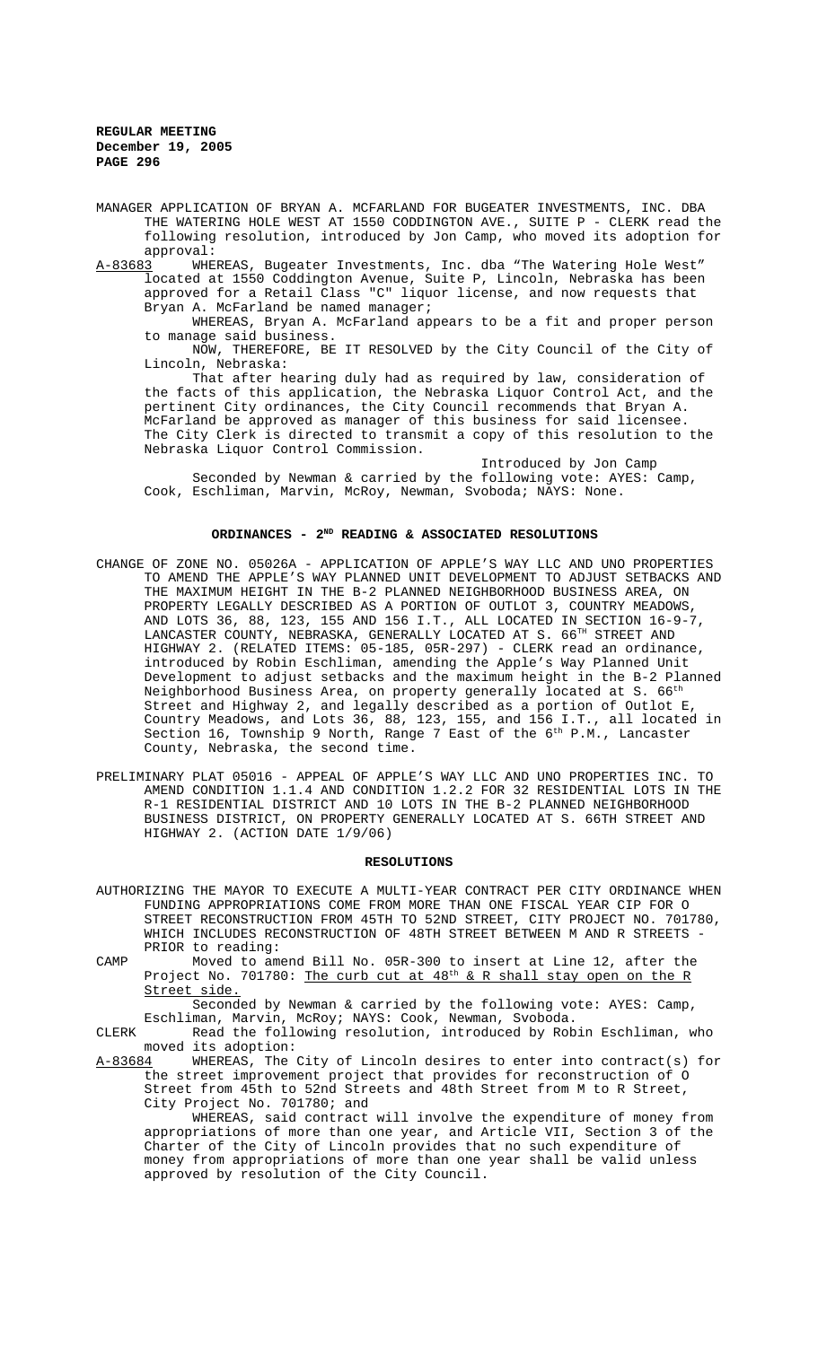MANAGER APPLICATION OF BRYAN A. MCFARLAND FOR BUGEATER INVESTMENTS, INC. DBA THE WATERING HOLE WEST AT 1550 CODDINGTON AVE., SUITE P - CLERK read the following resolution, introduced by Jon Camp, who moved its adoption for approval:

A-83683 WHEREAS, Bugeater Investments, Inc. dba "The Watering Hole West" located at 1550 Coddington Avenue, Suite P, Lincoln, Nebraska has been approved for a Retail Class "C" liquor license, and now requests that Bryan A. McFarland be named manager;

WHEREAS, Bryan A. McFarland appears to be a fit and proper person to manage said business.

NOW, THEREFORE, BE IT RESOLVED by the City Council of the City of Lincoln, Nebraska:

That after hearing duly had as required by law, consideration of the facts of this application, the Nebraska Liquor Control Act, and the pertinent City ordinances, the City Council recommends that Bryan A. McFarland be approved as manager of this business for said licensee. The City Clerk is directed to transmit a copy of this resolution to the Nebraska Liquor Control Commission.

Introduced by Jon Camp

Seconded by Newman & carried by the following vote: AYES: Camp, Cook, Eschliman, Marvin, McRoy, Newman, Svoboda; NAYS: None.

## ORDINANCES - 2ND READING & ASSOCIATED RESOLUTIONS

CHANGE OF ZONE NO. 05026A - APPLICATION OF APPLE'S WAY LLC AND UNO PROPERTIES TO AMEND THE APPLE'S WAY PLANNED UNIT DEVELOPMENT TO ADJUST SETBACKS AND THE MAXIMUM HEIGHT IN THE B-2 PLANNED NEIGHBORHOOD BUSINESS AREA, ON PROPERTY LEGALLY DESCRIBED AS A PORTION OF OUTLOT 3, COUNTRY MEADOWS, AND LOTS 36, 88, 123, 155 AND 156 I.T., ALL LOCATED IN SECTION 16-9-7, LANCASTER COUNTY, NEBRASKA, GENERALLY LOCATED AT S. 66TH STREET AND HIGHWAY 2. (RELATED ITEMS: 05-185, 05R-297) - CLERK read an ordinance, introduced by Robin Eschliman, amending the Apple's Way Planned Unit Development to adjust setbacks and the maximum height in the B-2 Planned Neighborhood Business Area, on property generally located at S. 66th Street and Highway 2, and legally described as a portion of Outlot E, Country Meadows, and Lots 36, 88, 123, 155, and 156 I.T., all located in Section 16, Township 9 North, Range 7 East of the 6th P.M., Lancaster County, Nebraska, the second time.

PRELIMINARY PLAT 05016 - APPEAL OF APPLE'S WAY LLC AND UNO PROPERTIES INC. TO AMEND CONDITION 1.1.4 AND CONDITION 1.2.2 FOR 32 RESIDENTIAL LOTS IN THE R-1 RESIDENTIAL DISTRICT AND 10 LOTS IN THE B-2 PLANNED NEIGHBORHOOD BUSINESS DISTRICT, ON PROPERTY GENERALLY LOCATED AT S. 66TH STREET AND HIGHWAY 2. (ACTION DATE 1/9/06)

## RESOLUTIONS

AUTHORIZING THE MAYOR TO EXECUTE A MULTI-YEAR CONTRACT PER CITY ORDINANCE WHEN FUNDING APPROPRIATIONS COME FROM MORE THAN ONE FISCAL YEAR CIP FOR O STREET RECONSTRUCTION FROM 45TH TO 52ND STREET, CITY PROJECT NO. 701780, WHICH INCLUDES RECONSTRUCTION OF 48TH STREET BETWEEN M AND R STREETS - PRIOR to reading:

CAMP Moved to amend Bill No. 05R-300 to insert at Line 12, after the Project No. 701780: <u>The curb cut at 48th & R shall stay open on the R Street side.</u>

Seconded by Newman & carried by the following vote: AYES: Camp, Eschliman, Marvin, McRoy; NAYS: Cook, Newman, Svoboda.

CLERK Read the following resolution, introduced by Robin Eschliman, who moved its adoption:

A-83684 WHEREAS, The City of Lincoln desires to enter into contract(s) for the street improvement project that provides for reconstruction of O Street from 45th to 52nd Streets and 48th Street from M to R Street, City Project No. 701780; and

WHEREAS, said contract will involve the expenditure of money from appropriations of more than one year, and Article VII, Section 3 of the Charter of the City of Lincoln provides that no such expenditure of money from appropriations of more than one year shall be valid unless approved by resolution of the City Council.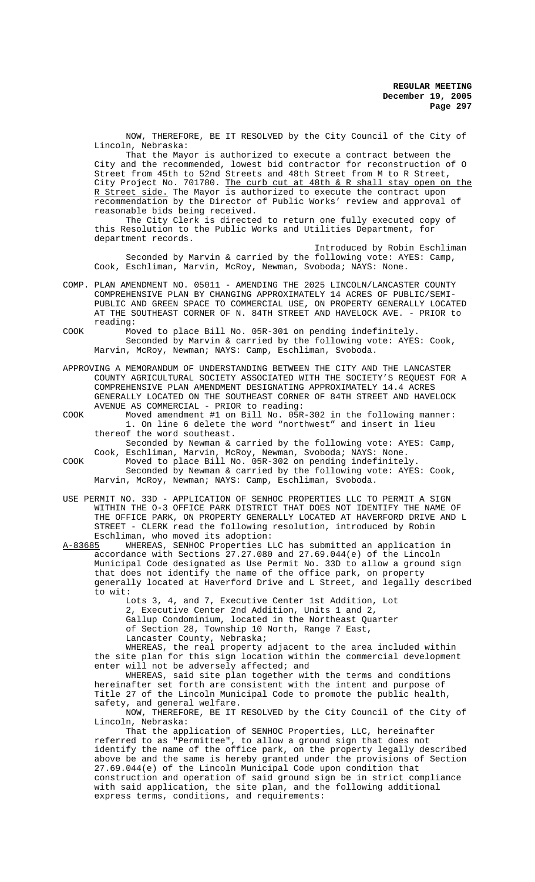NOW, THEREFORE, BE IT RESOLVED by the City Council of the City of Lincoln, Nebraska:

That the Mayor is authorized to execute a contract between the City and the recommended, lowest bid contractor for reconstruction of O Street from 45th to 52nd Streets and 48th Street from M to R Street, City Project No. 701780. <u>The curb cut at 48th & R shall stay open on the R Street side.</u> The Mayor is authorized to execute the contract upon recommendation by the Director of Public Works' review and approval of reasonable bids being received.

The City Clerk is directed to return one fully executed copy of this Resolution to the Public Works and Utilities Department, for department records.

Introduced by Robin Eschliman

Seconded by Marvin & carried by the following vote: AYES: Camp, Cook, Eschliman, Marvin, McRoy, Newman, Svoboda; NAYS: None.

COMP. PLAN AMENDMENT NO. 05011 - AMENDING THE 2025 LINCOLN/LANCASTER COUNTY COMPREHENSIVE PLAN BY CHANGING APPROXIMATELY 14 ACRES OF PUBLIC/SEMI-PUBLIC AND GREEN SPACE TO COMMERCIAL USE, ON PROPERTY GENERALLY LOCATED AT THE SOUTHEAST CORNER OF N. 84TH STREET AND HAVELOCK AVE. - PRIOR to reading:

COOK Moved to place Bill No. 05R-301 on pending indefinitely.

Seconded by Marvin & carried by the following vote: AYES: Cook, Marvin, McRoy, Newman; NAYS: Camp, Eschliman, Svoboda.

APPROVING A MEMORANDUM OF UNDERSTANDING BETWEEN THE CITY AND THE LANCASTER COUNTY AGRICULTURAL SOCIETY ASSOCIATED WITH THE SOCIETY'S REQUEST FOR A COMPREHENSIVE PLAN AMENDMENT DESIGNATING APPROXIMATELY 14.4 ACRES GENERALLY LOCATED ON THE SOUTHEAST CORNER OF 84TH STREET AND HAVELOCK AVENUE AS COMMERCIAL - PRIOR to reading:

COOK Moved amendment #1 on Bill No. 05R-302 in the following manner:

1. On line 6 delete the word "northwest" and insert in lieu thereof the word southeast.

Seconded by Newman & carried by the following vote: AYES: Camp, Cook, Eschliman, Marvin, McRoy, Newman, Svoboda; NAYS: None.

COOK Moved to place Bill No. 05R-302 on pending indefinitely.

Seconded by Newman & carried by the following vote: AYES: Cook, Marvin, McRoy, Newman; NAYS: Camp, Eschliman, Svoboda.

USE PERMIT NO. 33D - APPLICATION OF SENHOC PROPERTIES LLC TO PERMIT A SIGN WITHIN THE O-3 OFFICE PARK DISTRICT THAT DOES NOT IDENTIFY THE NAME OF THE OFFICE PARK, ON PROPERTY GENERALLY LOCATED AT HAVERFORD DRIVE AND L STREET - CLERK read the following resolution, introduced by Robin Eschliman, who moved its adoption:

<u>A-83685</u> WHEREAS, SENHOC Properties LLC has submitted an application in accordance with Sections 27.27.080 and 27.69.044(e) of the Lincoln Municipal Code designated as Use Permit No. 33D to allow a ground sign that does not identify the name of the office park, on property generally located at Haverford Drive and L Street, and legally described to wit:

Lots 3, 4, and 7, Executive Center 1st Addition, Lot 2, Executive Center 2nd Addition, Units 1 and 2, Gallup Condominium, located in the Northeast Quarter of Section 28, Township 10 North, Range 7 East, Lancaster County, Nebraska;

WHEREAS, the real property adjacent to the area included within the site plan for this sign location within the commercial development enter will not be adversely affected; and

WHEREAS, said site plan together with the terms and conditions hereinafter set forth are consistent with the intent and purpose of Title 27 of the Lincoln Municipal Code to promote the public health, safety, and general welfare.

NOW, THEREFORE, BE IT RESOLVED by the City Council of the City of Lincoln, Nebraska:

That the application of SENHOC Properties, LLC, hereinafter referred to as "Permittee", to allow a ground sign that does not identify the name of the office park, on the property legally described above be and the same is hereby granted under the provisions of Section 27.69.044(e) of the Lincoln Municipal Code upon condition that construction and operation of said ground sign be in strict compliance with said application, the site plan, and the following additional express terms, conditions, and requirements: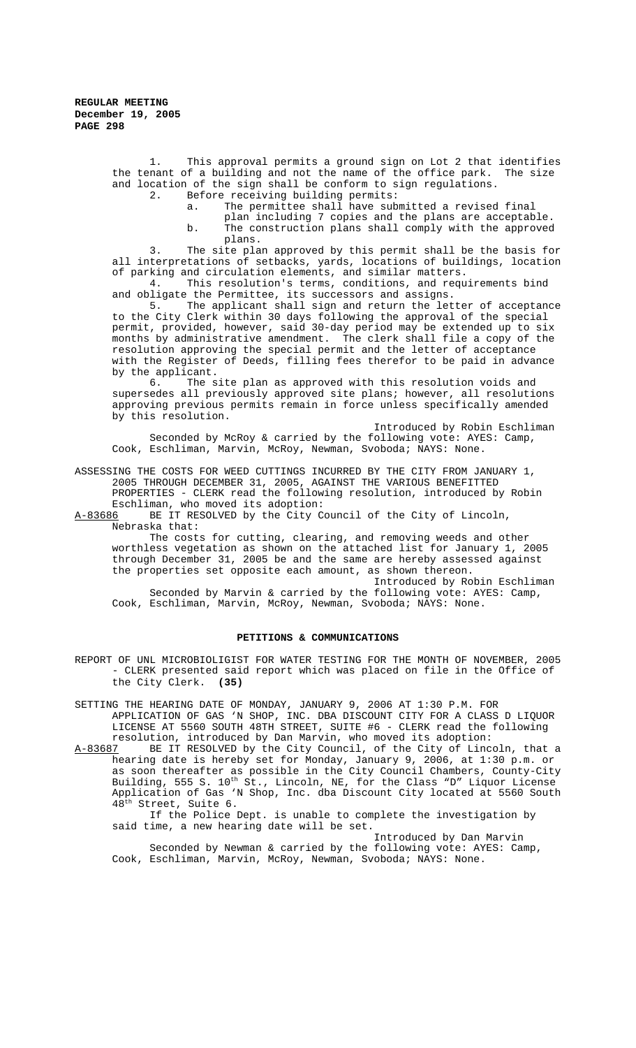1. This approval permits a ground sign on Lot 2 that identifies the tenant of a building and not the name of the office park. The size and location of the sign shall be conform to sign regulations.

2. Before receiving building permits:
   a. The permittee shall have submitted a revised final plan including 7 copies and the plans are acceptable.
   b. The construction plans shall comply with the approved plans.

3. The site plan approved by this permit shall be the basis for all interpretations of setbacks, yards, locations of buildings, location of parking and circulation elements, and similar matters.

4. This resolution's terms, conditions, and requirements bind and obligate the Permittee, its successors and assigns.

5. The applicant shall sign and return the letter of acceptance to the City Clerk within 30 days following the approval of the special permit, provided, however, said 30-day period may be extended up to six months by administrative amendment. The clerk shall file a copy of the resolution approving the special permit and the letter of acceptance with the Register of Deeds, filling fees therefor to be paid in advance by the applicant.

6. The site plan as approved with this resolution voids and supersedes all previously approved site plans; however, all resolutions approving previous permits remain in force unless specifically amended by this resolution.

Introduced by Robin Eschliman

Seconded by McRoy & carried by the following vote: AYES: Camp, Cook, Eschliman, Marvin, McRoy, Newman, Svoboda; NAYS: None.

ASSESSING THE COSTS FOR WEED CUTTINGS INCURRED BY THE CITY FROM JANUARY 1, 2005 THROUGH DECEMBER 31, 2005, AGAINST THE VARIOUS BENEFITTED PROPERTIES - CLERK read the following resolution, introduced by Robin Eschliman, who moved its adoption:

A-83686 BE IT RESOLVED by the City Council of the City of Lincoln, Nebraska that:

The costs for cutting, clearing, and removing weeds and other worthless vegetation as shown on the attached list for January 1, 2005 through December 31, 2005 be and the same are hereby assessed against the properties set opposite each amount, as shown thereon.

Introduced by Robin Eschliman

Seconded by Marvin & carried by the following vote: AYES: Camp, Cook, Eschliman, Marvin, McRoy, Newman, Svoboda; NAYS: None.

## PETITIONS & COMMUNICATIONS

REPORT OF UNL MICROBIOLIGIST FOR WATER TESTING FOR THE MONTH OF NOVEMBER, 2005 - CLERK presented said report which was placed on file in the Office of the City Clerk. **(35)**

SETTING THE HEARING DATE OF MONDAY, JANUARY 9, 2006 AT 1:30 P.M. FOR APPLICATION OF GAS 'N SHOP, INC. DBA DISCOUNT CITY FOR A CLASS D LIQUOR LICENSE AT 5560 SOUTH 48TH STREET, SUITE #6 - CLERK read the following resolution, introduced by Dan Marvin, who moved its adoption:

A-83687 BE IT RESOLVED by the City Council, of the City of Lincoln, that a hearing date is hereby set for Monday, January 9, 2006, at 1:30 p.m. or as soon thereafter as possible in the City Council Chambers, County-City Building, 555 S. 10th St., Lincoln, NE, for the Class "D" Liquor License Application of Gas 'N Shop, Inc. dba Discount City located at 5560 South 48th Street, Suite 6.

If the Police Dept. is unable to complete the investigation by said time, a new hearing date will be set.

Introduced by Dan Marvin

Seconded by Newman & carried by the following vote: AYES: Camp, Cook, Eschliman, Marvin, McRoy, Newman, Svoboda; NAYS: None.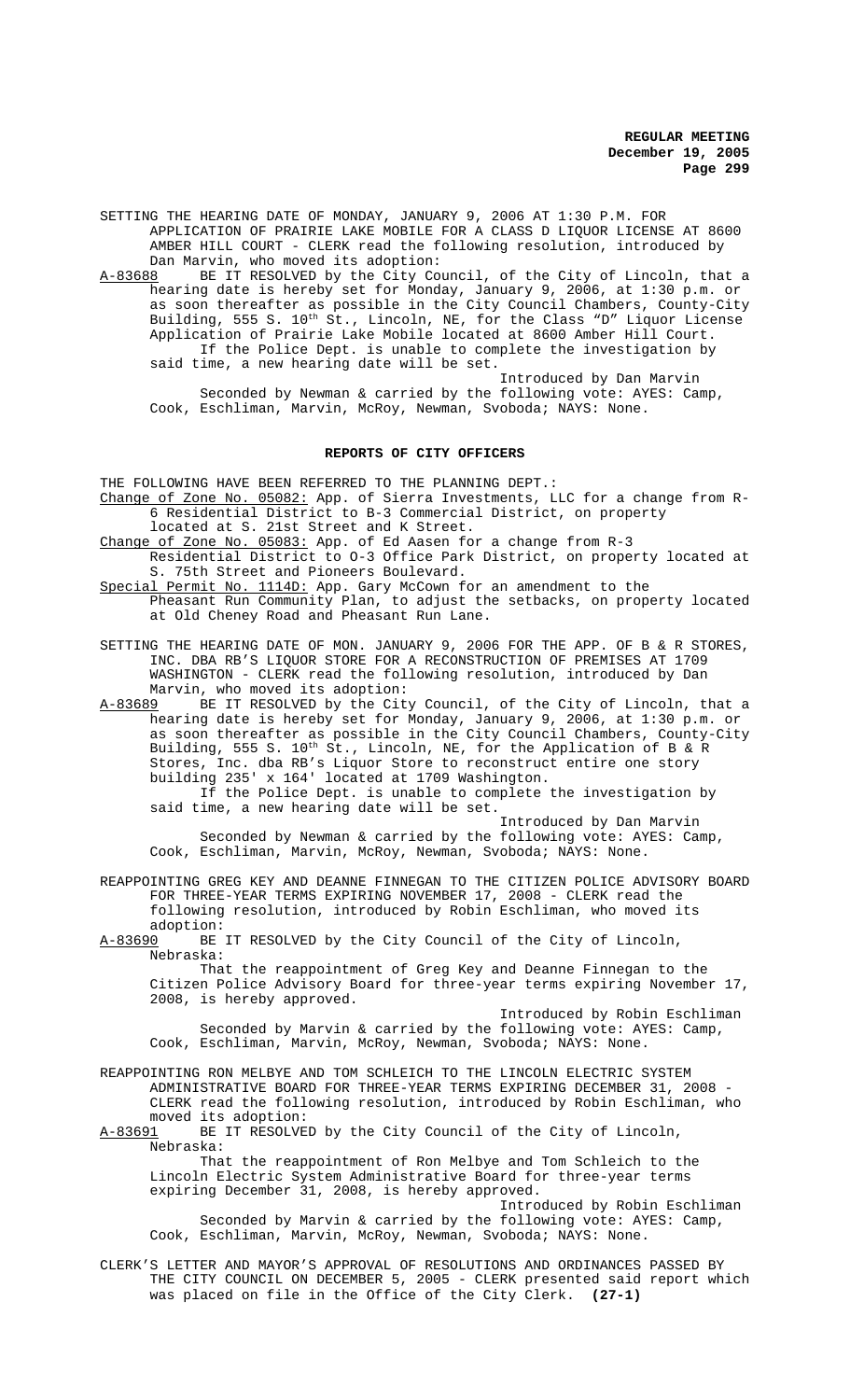SETTING THE HEARING DATE OF MONDAY, JANUARY 9, 2006 AT 1:30 P.M. FOR APPLICATION OF PRAIRIE LAKE MOBILE FOR A CLASS D LIQUOR LICENSE AT 8600 AMBER HILL COURT - CLERK read the following resolution, introduced by Dan Marvin, who moved its adoption:

A-83688 BE IT RESOLVED by the City Council, of the City of Lincoln, that a hearing date is hereby set for Monday, January 9, 2006, at 1:30 p.m. or as soon thereafter as possible in the City Council Chambers, County-City Building, 555 S. 10th St., Lincoln, NE, for the Class "D" Liquor License Application of Prairie Lake Mobile located at 8600 Amber Hill Court.

If the Police Dept. is unable to complete the investigation by said time, a new hearing date will be set.

Introduced by Dan Marvin

Seconded by Newman & carried by the following vote: AYES: Camp, Cook, Eschliman, Marvin, McRoy, Newman, Svoboda; NAYS: None.

## REPORTS OF CITY OFFICERS

THE FOLLOWING HAVE BEEN REFERRED TO THE PLANNING DEPT.:

Change of Zone No. 05082: App. of Sierra Investments, LLC for a change from R-6 Residential District to B-3 Commercial District, on property located at S. 21st Street and K Street.

Change of Zone No. 05083: App. of Ed Aasen for a change from R-3 Residential District to O-3 Office Park District, on property located at S. 75th Street and Pioneers Boulevard.

Special Permit No. 1114D: App. Gary McCown for an amendment to the Pheasant Run Community Plan, to adjust the setbacks, on property located at Old Cheney Road and Pheasant Run Lane.

SETTING THE HEARING DATE OF MON. JANUARY 9, 2006 FOR THE APP. OF B & R STORES, INC. DBA RB'S LIQUOR STORE FOR A RECONSTRUCTION OF PREMISES AT 1709 WASHINGTON - CLERK read the following resolution, introduced by Dan Marvin, who moved its adoption:

A-83689 BE IT RESOLVED by the City Council, of the City of Lincoln, that a hearing date is hereby set for Monday, January 9, 2006, at 1:30 p.m. or as soon thereafter as possible in the City Council Chambers, County-City Building, 555 S. 10th St., Lincoln, NE, for the Application of B & R Stores, Inc. dba RB's Liquor Store to reconstruct entire one story building 235' x 164' located at 1709 Washington.

If the Police Dept. is unable to complete the investigation by said time, a new hearing date will be set.

Introduced by Dan Marvin

Seconded by Newman & carried by the following vote: AYES: Camp, Cook, Eschliman, Marvin, McRoy, Newman, Svoboda; NAYS: None.

REAPPOINTING GREG KEY AND DEANNE FINNEGAN TO THE CITIZEN POLICE ADVISORY BOARD FOR THREE-YEAR TERMS EXPIRING NOVEMBER 17, 2008 - CLERK read the following resolution, introduced by Robin Eschliman, who moved its adoption:

A-83690 BE IT RESOLVED by the City Council of the City of Lincoln, Nebraska:

That the reappointment of Greg Key and Deanne Finnegan to the Citizen Police Advisory Board for three-year terms expiring November 17, 2008, is hereby approved.

Introduced by Robin Eschliman

Seconded by Marvin & carried by the following vote: AYES: Camp, Cook, Eschliman, Marvin, McRoy, Newman, Svoboda; NAYS: None.

REAPPOINTING RON MELBYE AND TOM SCHLEICH TO THE LINCOLN ELECTRIC SYSTEM ADMINISTRATIVE BOARD FOR THREE-YEAR TERMS EXPIRING DECEMBER 31, 2008 - CLERK read the following resolution, introduced by Robin Eschliman, who moved its adoption:

A-83691 BE IT RESOLVED by the City Council of the City of Lincoln, Nebraska:

That the reappointment of Ron Melbye and Tom Schleich to the Lincoln Electric System Administrative Board for three-year terms expiring December 31, 2008, is hereby approved.

Introduced by Robin Eschliman

Seconded by Marvin & carried by the following vote: AYES: Camp, Cook, Eschliman, Marvin, McRoy, Newman, Svoboda; NAYS: None.

CLERK'S LETTER AND MAYOR'S APPROVAL OF RESOLUTIONS AND ORDINANCES PASSED BY THE CITY COUNCIL ON DECEMBER 5, 2005 - CLERK presented said report which was placed on file in the Office of the City Clerk. **(27-1)**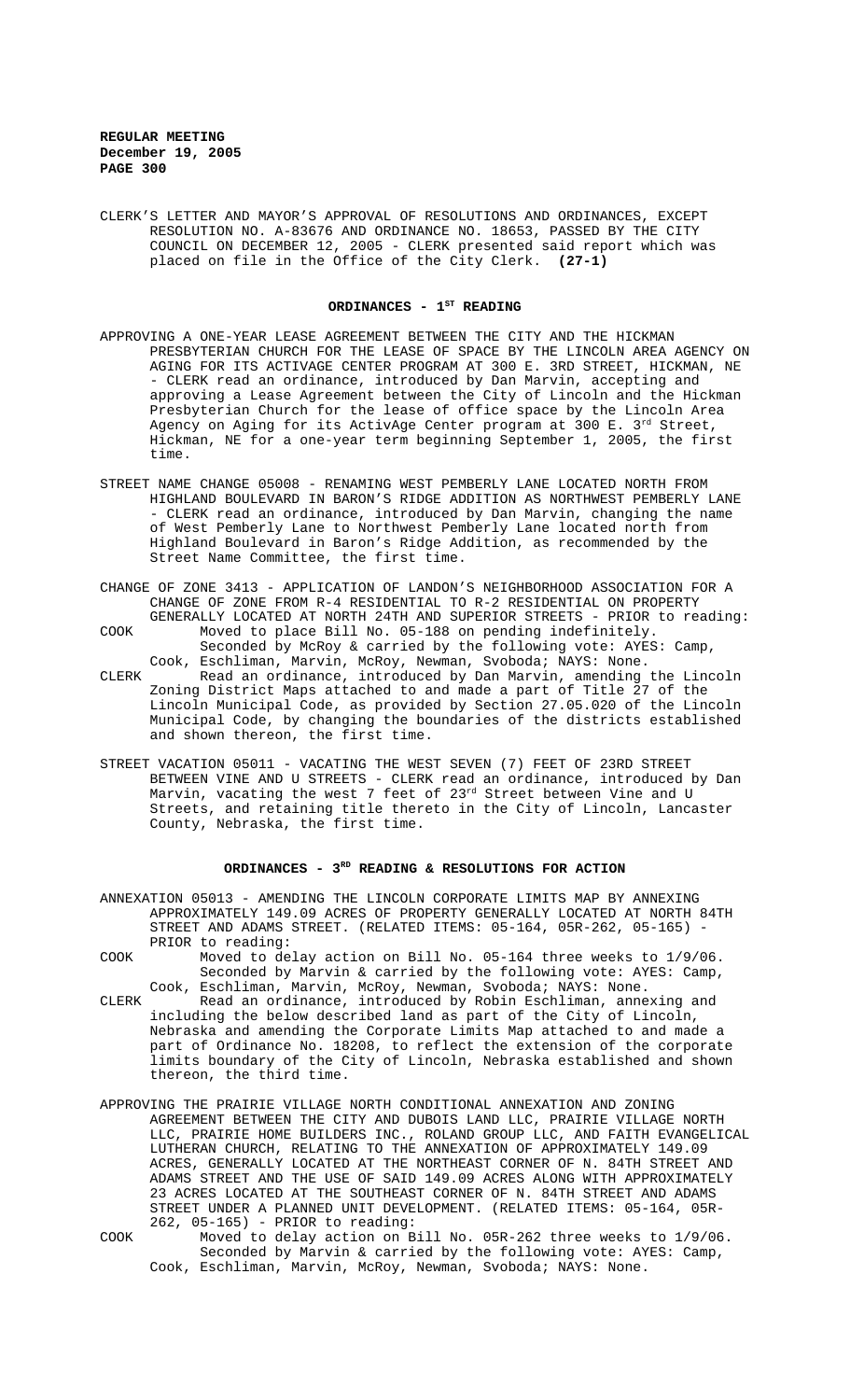CLERK'S LETTER AND MAYOR'S APPROVAL OF RESOLUTIONS AND ORDINANCES, EXCEPT RESOLUTION NO. A-83676 AND ORDINANCE NO. 18653, PASSED BY THE CITY COUNCIL ON DECEMBER 12, 2005 - CLERK presented said report which was placed on file in the Office of the City Clerk. **(27-1)**

## ORDINANCES - 1ST READING

APPROVING A ONE-YEAR LEASE AGREEMENT BETWEEN THE CITY AND THE HICKMAN PRESBYTERIAN CHURCH FOR THE LEASE OF SPACE BY THE LINCOLN AREA AGENCY ON AGING FOR ITS ACTIVAGE CENTER PROGRAM AT 300 E. 3RD STREET, HICKMAN, NE - CLERK read an ordinance, introduced by Dan Marvin, accepting and approving a Lease Agreement between the City of Lincoln and the Hickman Presbyterian Church for the lease of office space by the Lincoln Area Agency on Aging for its ActivAge Center program at 300 E. 3rd Street, Hickman, NE for a one-year term beginning September 1, 2005, the first time.

STREET NAME CHANGE 05008 - RENAMING WEST PEMBERLY LANE LOCATED NORTH FROM HIGHLAND BOULEVARD IN BARON'S RIDGE ADDITION AS NORTHWEST PEMBERLY LANE - CLERK read an ordinance, introduced by Dan Marvin, changing the name of West Pemberly Lane to Northwest Pemberly Lane located north from Highland Boulevard in Baron's Ridge Addition, as recommended by the Street Name Committee, the first time.

CHANGE OF ZONE 3413 - APPLICATION OF LANDON'S NEIGHBORHOOD ASSOCIATION FOR A CHANGE OF ZONE FROM R-4 RESIDENTIAL TO R-2 RESIDENTIAL ON PROPERTY GENERALLY LOCATED AT NORTH 24TH AND SUPERIOR STREETS - PRIOR to reading:

COOK Moved to place Bill No. 05-188 on pending indefinitely. Seconded by McRoy & carried by the following vote: AYES: Camp, Cook, Eschliman, Marvin, McRoy, Newman, Svoboda; NAYS: None.

CLERK Read an ordinance, introduced by Dan Marvin, amending the Lincoln Zoning District Maps attached to and made a part of Title 27 of the Lincoln Municipal Code, as provided by Section 27.05.020 of the Lincoln Municipal Code, by changing the boundaries of the districts established and shown thereon, the first time.

STREET VACATION 05011 - VACATING THE WEST SEVEN (7) FEET OF 23RD STREET BETWEEN VINE AND U STREETS - CLERK read an ordinance, introduced by Dan Marvin, vacating the west 7 feet of 23rd Street between Vine and U Streets, and retaining title thereto in the City of Lincoln, Lancaster County, Nebraska, the first time.

## ORDINANCES - 3RD READING & RESOLUTIONS FOR ACTION

ANNEXATION 05013 - AMENDING THE LINCOLN CORPORATE LIMITS MAP BY ANNEXING APPROXIMATELY 149.09 ACRES OF PROPERTY GENERALLY LOCATED AT NORTH 84TH STREET AND ADAMS STREET. (RELATED ITEMS: 05-164, 05R-262, 05-165) - PRIOR to reading:

COOK Moved to delay action on Bill No. 05-164 three weeks to 1/9/06. Seconded by Marvin & carried by the following vote: AYES: Camp, Cook, Eschliman, Marvin, McRoy, Newman, Svoboda; NAYS: None.

CLERK Read an ordinance, introduced by Robin Eschliman, annexing and including the below described land as part of the City of Lincoln, Nebraska and amending the Corporate Limits Map attached to and made a part of Ordinance No. 18208, to reflect the extension of the corporate limits boundary of the City of Lincoln, Nebraska established and shown thereon, the third time.

APPROVING THE PRAIRIE VILLAGE NORTH CONDITIONAL ANNEXATION AND ZONING AGREEMENT BETWEEN THE CITY AND DUBOIS LAND LLC, PRAIRIE VILLAGE NORTH LLC, PRAIRIE HOME BUILDERS INC., ROLAND GROUP LLC, AND FAITH EVANGELICAL LUTHERAN CHURCH, RELATING TO THE ANNEXATION OF APPROXIMATELY 149.09 ACRES, GENERALLY LOCATED AT THE NORTHEAST CORNER OF N. 84TH STREET AND ADAMS STREET AND THE USE OF SAID 149.09 ACRES ALONG WITH APPROXIMATELY 23 ACRES LOCATED AT THE SOUTHEAST CORNER OF N. 84TH STREET AND ADAMS STREET UNDER A PLANNED UNIT DEVELOPMENT. (RELATED ITEMS: 05-164, 05R-262, 05-165) - PRIOR to reading:

COOK Moved to delay action on Bill No. 05R-262 three weeks to 1/9/06. Seconded by Marvin & carried by the following vote: AYES: Camp, Cook, Eschliman, Marvin, McRoy, Newman, Svoboda; NAYS: None.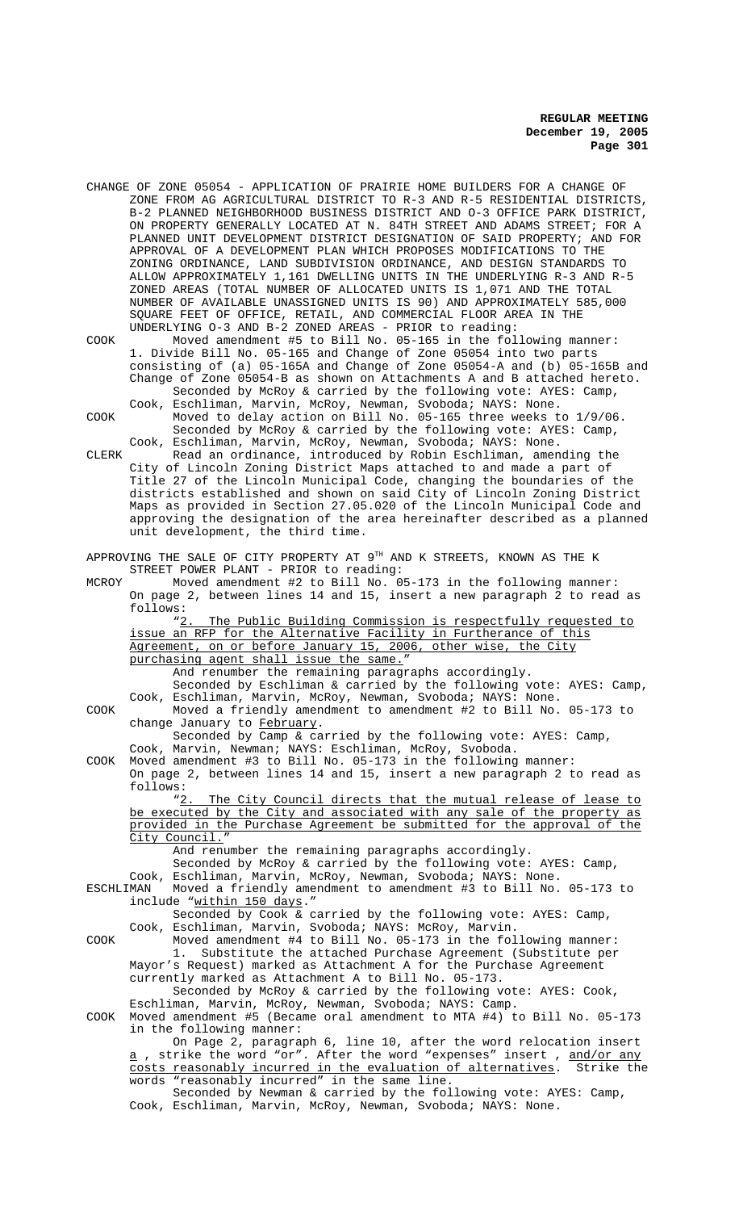CHANGE OF ZONE 05054 - APPLICATION OF PRAIRIE HOME BUILDERS FOR A CHANGE OF ZONE FROM AG AGRICULTURAL DISTRICT TO R-3 AND R-5 RESIDENTIAL DISTRICTS, B-2 PLANNED NEIGHBORHOOD BUSINESS DISTRICT AND O-3 OFFICE PARK DISTRICT, ON PROPERTY GENERALLY LOCATED AT N. 84TH STREET AND ADAMS STREET; FOR A PLANNED UNIT DEVELOPMENT DISTRICT DESIGNATION OF SAID PROPERTY; AND FOR APPROVAL OF A DEVELOPMENT PLAN WHICH PROPOSES MODIFICATIONS TO THE ZONING ORDINANCE, LAND SUBDIVISION ORDINANCE, AND DESIGN STANDARDS TO ALLOW APPROXIMATELY 1,161 DWELLING UNITS IN THE UNDERLYING R-3 AND R-5 ZONED AREAS (TOTAL NUMBER OF ALLOCATED UNITS IS 1,071 AND THE TOTAL NUMBER OF AVAILABLE UNASSIGNED UNITS IS 90) AND APPROXIMATELY 585,000 SQUARE FEET OF OFFICE, RETAIL, AND COMMERCIAL FLOOR AREA IN THE UNDERLYING O-3 AND B-2 ZONED AREAS - PRIOR to reading:

COOK Moved amendment #5 to Bill No. 05-165 in the following manner:
1. Divide Bill No. 05-165 and Change of Zone 05054 into two parts consisting of (a) 05-165A and Change of Zone 05054-A and (b) 05-165B and Change of Zone 05054-B as shown on Attachments A and B attached hereto.
Seconded by McRoy & carried by the following vote: AYES: Camp, Cook, Eschliman, Marvin, McRoy, Newman, Svoboda; NAYS: None.

COOK Moved to delay action on Bill No. 05-165 three weeks to 1/9/06.
Seconded by McRoy & carried by the following vote: AYES: Camp, Cook, Eschliman, Marvin, McRoy, Newman, Svoboda; NAYS: None.

CLERK Read an ordinance, introduced by Robin Eschliman, amending the City of Lincoln Zoning District Maps attached to and made a part of Title 27 of the Lincoln Municipal Code, changing the boundaries of the districts established and shown on said City of Lincoln Zoning District Maps as provided in Section 27.05.020 of the Lincoln Municipal Code and approving the designation of the area hereinafter described as a planned unit development, the third time.

APPROVING THE SALE OF CITY PROPERTY AT 9TH AND K STREETS, KNOWN AS THE K STREET POWER PLANT - PRIOR to reading:

MCROY Moved amendment #2 to Bill No. 05-173 in the following manner:
On page 2, between lines 14 and 15, insert a new paragraph 2 to read as follows:
"2. The Public Building Commission is respectfully requested to issue an RFP for the Alternative Facility in Furtherance of this Agreement, on or before January 15, 2006, other wise, the City purchasing agent shall issue the same."
And renumber the remaining paragraphs accordingly.
Seconded by Eschliman & carried by the following vote: AYES: Camp, Cook, Eschliman, Marvin, McRoy, Newman, Svoboda; NAYS: None.

COOK Moved a friendly amendment to amendment #2 to Bill No. 05-173 to change January to February.
Seconded by Camp & carried by the following vote: AYES: Camp, Cook, Marvin, Newman; NAYS: Eschliman, McRoy, Svoboda.

COOK Moved amendment #3 to Bill No. 05-173 in the following manner:
On page 2, between lines 14 and 15, insert a new paragraph 2 to read as follows:
"2. The City Council directs that the mutual release of lease to be executed by the City and associated with any sale of the property as provided in the Purchase Agreement be submitted for the approval of the City Council."
And renumber the remaining paragraphs accordingly.
Seconded by McRoy & carried by the following vote: AYES: Camp, Cook, Eschliman, Marvin, McRoy, Newman, Svoboda; NAYS: None.

ESCHLIMAN Moved a friendly amendment to amendment #3 to Bill No. 05-173 to include "within 150 days."
Seconded by Cook & carried by the following vote: AYES: Camp, Cook, Eschliman, Marvin, Svoboda; NAYS: McRoy, Marvin.

COOK Moved amendment #4 to Bill No. 05-173 in the following manner:
1. Substitute the attached Purchase Agreement (Substitute per Mayor's Request) marked as Attachment A for the Purchase Agreement currently marked as Attachment A to Bill No. 05-173.
Seconded by McRoy & carried by the following vote: AYES: Cook, Eschliman, Marvin, McRoy, Newman, Svoboda; NAYS: Camp.

COOK Moved amendment #5 (Became oral amendment to MTA #4) to Bill No. 05-173 in the following manner:
On Page 2, paragraph 6, line 10, after the word relocation insert a , strike the word "or". After the word "expenses" insert , and/or any costs reasonably incurred in the evaluation of alternatives. Strike the words "reasonably incurred" in the same line.
Seconded by Newman & carried by the following vote: AYES: Camp, Cook, Eschliman, Marvin, McRoy, Newman, Svoboda; NAYS: None.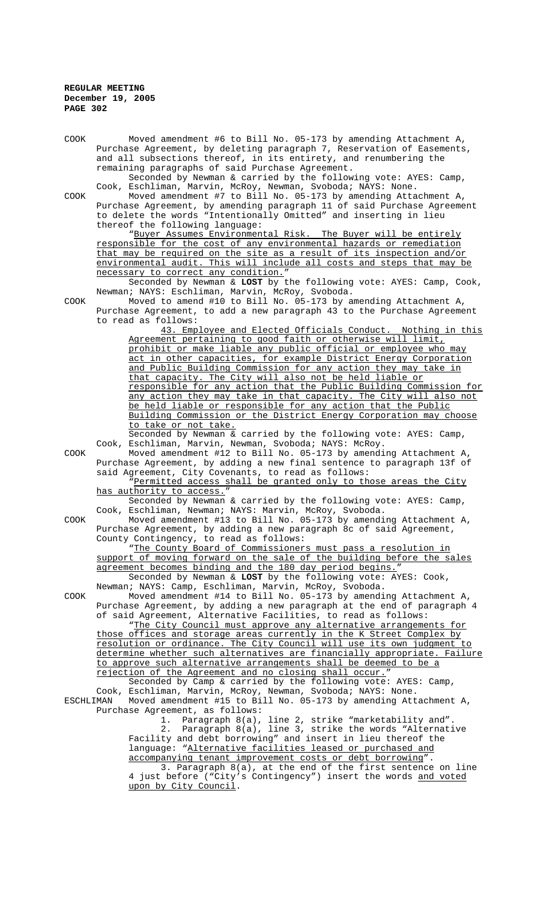COOK Moved amendment #6 to Bill No. 05-173 by amending Attachment A, Purchase Agreement, by deleting paragraph 7, Reservation of Easements, and all subsections thereof, in its entirety, and renumbering the remaining paragraphs of said Purchase Agreement.

Seconded by Newman & carried by the following vote: AYES: Camp, Cook, Eschliman, Marvin, McRoy, Newman, Svoboda; NAYS: None.

COOK Moved amendment #7 to Bill No. 05-173 by amending Attachment A, Purchase Agreement, by amending paragraph 11 of said Purchase Agreement to delete the words "Intentionally Omitted" and inserting in lieu thereof the following language:

"Buyer Assumes Environmental Risk. The Buyer will be entirely responsible for the cost of any environmental hazards or remediation that may be required on the site as a result of its inspection and/or environmental audit. This will include all costs and steps that may be necessary to correct any condition."

Seconded by Newman & **LOST** by the following vote: AYES: Camp, Cook, Newman; NAYS: Eschliman, Marvin, McRoy, Svoboda.

COOK Moved to amend #10 to Bill No. 05-173 by amending Attachment A, Purchase Agreement, to add a new paragraph 43 to the Purchase Agreement to read as follows:

43. Employee and Elected Officials Conduct. Nothing in this Agreement pertaining to good faith or otherwise will limit, prohibit or make liable any public official or employee who may act in other capacities, for example District Energy Corporation and Public Building Commission for any action they may take in that capacity. The City will also not be held liable or responsible for any action that the Public Building Commission for any action they may take in that capacity. The City will also not be held liable or responsible for any action that the Public Building Commission or the District Energy Corporation may choose to take or not take.

Seconded by Newman & carried by the following vote: AYES: Camp, Cook, Eschliman, Marvin, Newman, Svoboda; NAYS: McRoy.

COOK Moved amendment #12 to Bill No. 05-173 by amending Attachment A, Purchase Agreement, by adding a new final sentence to paragraph 13f of said Agreement, City Covenants, to read as follows:

"Permitted access shall be granted only to those areas the City has authority to access."

Seconded by Newman & carried by the following vote: AYES: Camp, Cook, Eschliman, Newman; NAYS: Marvin, McRoy, Svoboda.

COOK Moved amendment #13 to Bill No. 05-173 by amending Attachment A, Purchase Agreement, by adding a new paragraph 8c of said Agreement, County Contingency, to read as follows:

"The County Board of Commissioners must pass a resolution in support of moving forward on the sale of the building before the sales agreement becomes binding and the 180 day period begins."

Seconded by Newman & **LOST** by the following vote: AYES: Cook, Newman; NAYS: Camp, Eschliman, Marvin, McRoy, Svoboda.

COOK Moved amendment #14 to Bill No. 05-173 by amending Attachment A, Purchase Agreement, by adding a new paragraph at the end of paragraph 4 of said Agreement, Alternative Facilities, to read as follows:

"The City Council must approve any alternative arrangements for those offices and storage areas currently in the K Street Complex by resolution or ordinance. The City Council will use its own judgment to determine whether such alternatives are financially appropriate. Failure to approve such alternative arrangements shall be deemed to be a rejection of the Agreement and no closing shall occur."

Seconded by Camp & carried by the following vote: AYES: Camp, Cook, Eschliman, Marvin, McRoy, Newman, Svoboda; NAYS: None.

ESCHLIMAN Moved amendment #15 to Bill No. 05-173 by amending Attachment A, Purchase Agreement, as follows:

1. Paragraph 8(a), line 2, strike "marketability and".
2. Paragraph 8(a), line 3, strike the words "Alternative Facility and debt borrowing" and insert in lieu thereof the language: "Alternative facilities leased or purchased and accompanying tenant improvement costs or debt borrowing".
3. Paragraph 8(a), at the end of the first sentence on line 4 just before ("City's Contingency") insert the words and voted upon by City Council.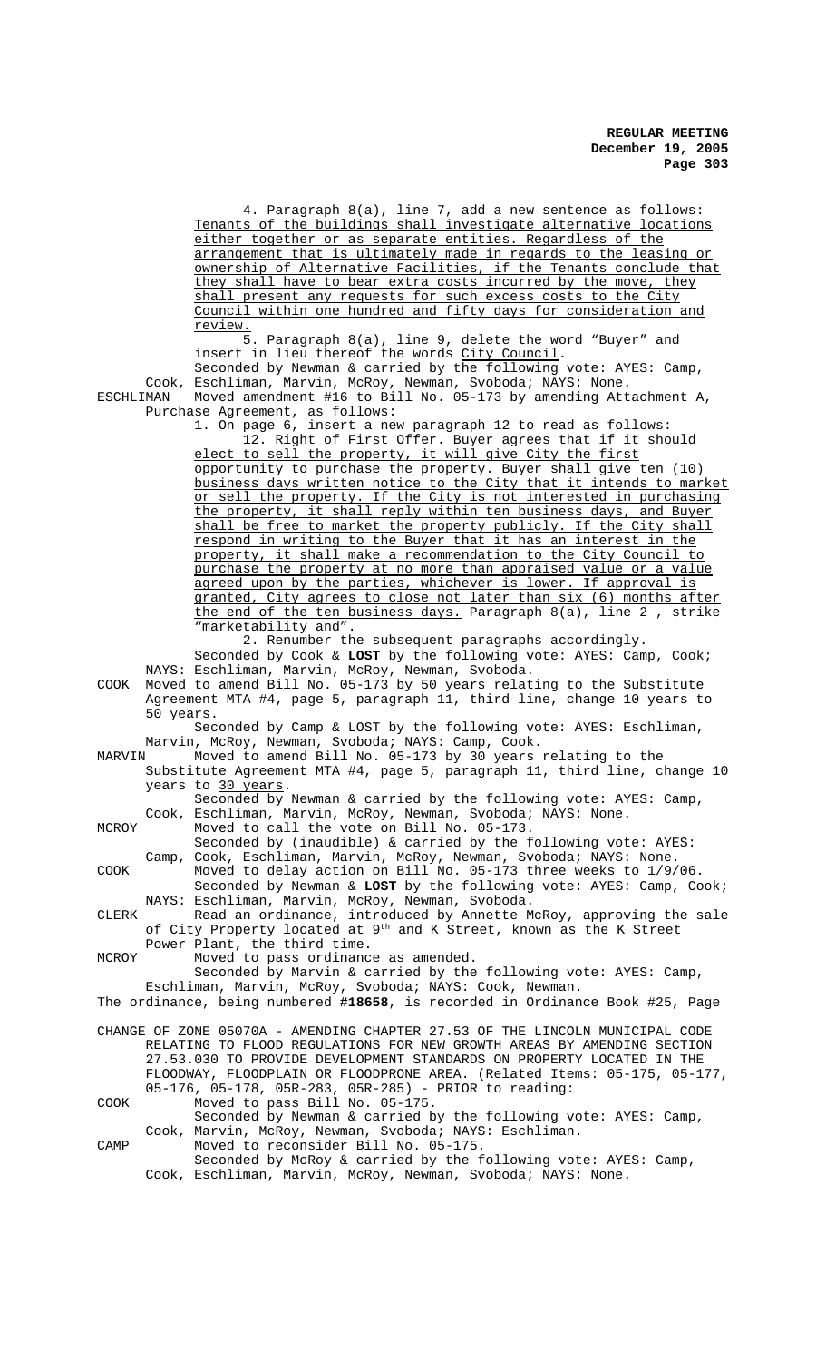4. Paragraph 8(a), line 7, add a new sentence as follows: <u>Tenants of the buildings shall investigate alternative locations either together or as separate entities. Regardless of the arrangement that is ultimately made in regards to the leasing or ownership of Alternative Facilities, if the Tenants conclude that they shall have to bear extra costs incurred by the move, they shall present any requests for such excess costs to the City Council within one hundred and fifty days for consideration and review.</u>

5. Paragraph 8(a), line 9, delete the word "Buyer" and insert in lieu thereof the words <u>City Council</u>.

Seconded by Newman & carried by the following vote: AYES: Camp, Cook, Eschliman, Marvin, McRoy, Newman, Svoboda; NAYS: None.

ESCHLIMAN Moved amendment #16 to Bill No. 05-173 by amending Attachment A, Purchase Agreement, as follows:

1. On page 6, insert a new paragraph 12 to read as follows: <u>12. Right of First Offer. Buyer agrees that if it should elect to sell the property, it will give City the first opportunity to purchase the property. Buyer shall give ten (10) business days written notice to the City that it intends to market or sell the property. If the City is not interested in purchasing the property, it shall reply within ten business days, and Buyer shall be free to market the property publicly. If the City shall respond in writing to the Buyer that it has an interest in the property, it shall make a recommendation to the City Council to purchase the property at no more than appraised value or a value agreed upon by the parties, whichever is lower. If approval is granted, City agrees to close not later than six (6) months after the end of the ten business days.</u> Paragraph 8(a), line 2 , strike "marketability and".

2. Renumber the subsequent paragraphs accordingly.

Seconded by Cook & **LOST** by the following vote: AYES: Camp, Cook; NAYS: Eschliman, Marvin, McRoy, Newman, Svoboda.

COOK Moved to amend Bill No. 05-173 by 50 years relating to the Substitute Agreement MTA #4, page 5, paragraph 11, third line, change 10 years to <u>50 years</u>.

Seconded by Camp & LOST by the following vote: AYES: Eschliman, Marvin, McRoy, Newman, Svoboda; NAYS: Camp, Cook.

MARVIN Moved to amend Bill No. 05-173 by 30 years relating to the Substitute Agreement MTA #4, page 5, paragraph 11, third line, change 10 years to <u>30 years</u>.

Seconded by Newman & carried by the following vote: AYES: Camp, Cook, Eschliman, Marvin, McRoy, Newman, Svoboda; NAYS: None.

MCROY Moved to call the vote on Bill No. 05-173.

Seconded by (inaudible) & carried by the following vote: AYES: Camp, Cook, Eschliman, Marvin, McRoy, Newman, Svoboda; NAYS: None.

COOK Moved to delay action on Bill No. 05-173 three weeks to 1/9/06.

Seconded by Newman & **LOST** by the following vote: AYES: Camp, Cook; NAYS: Eschliman, Marvin, McRoy, Newman, Svoboda.

CLERK Read an ordinance, introduced by Annette McRoy, approving the sale of City Property located at 9th and K Street, known as the K Street Power Plant, the third time.

MCROY Moved to pass ordinance as amended.

Seconded by Marvin & carried by the following vote: AYES: Camp, Eschliman, Marvin, McRoy, Svoboda; NAYS: Cook, Newman.

The ordinance, being numbered **#18658**, is recorded in Ordinance Book #25, Page

CHANGE OF ZONE 05070A - AMENDING CHAPTER 27.53 OF THE LINCOLN MUNICIPAL CODE RELATING TO FLOOD REGULATIONS FOR NEW GROWTH AREAS BY AMENDING SECTION 27.53.030 TO PROVIDE DEVELOPMENT STANDARDS ON PROPERTY LOCATED IN THE FLOODWAY, FLOODPLAIN OR FLOODPRONE AREA. (Related Items: 05-175, 05-177, 05-176, 05-178, 05R-283, 05R-285) - PRIOR to reading:

COOK Moved to pass Bill No. 05-175.

Seconded by Newman & carried by the following vote: AYES: Camp, Cook, Marvin, McRoy, Newman, Svoboda; NAYS: Eschliman.

CAMP Moved to reconsider Bill No. 05-175.

Seconded by McRoy & carried by the following vote: AYES: Camp, Cook, Eschliman, Marvin, McRoy, Newman, Svoboda; NAYS: None.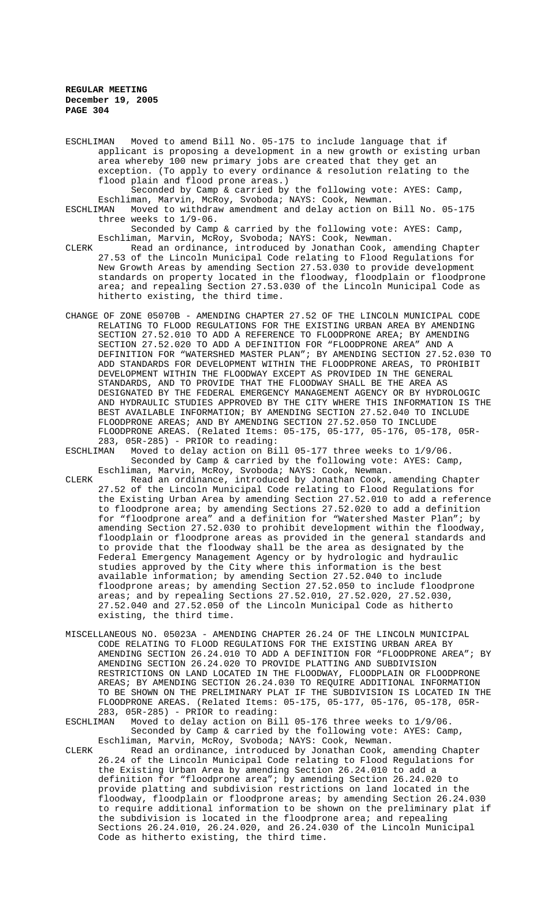ESCHLIMAN Moved to amend Bill No. 05-175 to include language that if applicant is proposing a development in a new growth or existing urban area whereby 100 new primary jobs are created that they get an exception. (To apply to every ordinance & resolution relating to the flood plain and flood prone areas.)

Seconded by Camp & carried by the following vote: AYES: Camp, Eschliman, Marvin, McRoy, Svoboda; NAYS: Cook, Newman.

ESCHLIMAN Moved to withdraw amendment and delay action on Bill No. 05-175 three weeks to 1/9-06.

Seconded by Camp & carried by the following vote: AYES: Camp, Eschliman, Marvin, McRoy, Svoboda; NAYS: Cook, Newman.

CLERK Read an ordinance, introduced by Jonathan Cook, amending Chapter 27.53 of the Lincoln Municipal Code relating to Flood Regulations for New Growth Areas by amending Section 27.53.030 to provide development standards on property located in the floodway, floodplain or floodprone area; and repealing Section 27.53.030 of the Lincoln Municipal Code as hitherto existing, the third time.

CHANGE OF ZONE 05070B - AMENDING CHAPTER 27.52 OF THE LINCOLN MUNICIPAL CODE RELATING TO FLOOD REGULATIONS FOR THE EXISTING URBAN AREA BY AMENDING SECTION 27.52.010 TO ADD A REFERENCE TO FLOODPRONE AREA; BY AMENDING SECTION 27.52.020 TO ADD A DEFINITION FOR "FLOODPRONE AREA" AND A DEFINITION FOR "WATERSHED MASTER PLAN"; BY AMENDING SECTION 27.52.030 TO ADD STANDARDS FOR DEVELOPMENT WITHIN THE FLOODPRONE AREAS, TO PROHIBIT DEVELOPMENT WITHIN THE FLOODWAY EXCEPT AS PROVIDED IN THE GENERAL STANDARDS, AND TO PROVIDE THAT THE FLOODWAY SHALL BE THE AREA AS DESIGNATED BY THE FEDERAL EMERGENCY MANAGEMENT AGENCY OR BY HYDROLOGIC AND HYDRAULIC STUDIES APPROVED BY THE CITY WHERE THIS INFORMATION IS THE BEST AVAILABLE INFORMATION; BY AMENDING SECTION 27.52.040 TO INCLUDE FLOODPRONE AREAS; AND BY AMENDING SECTION 27.52.050 TO INCLUDE FLOODPRONE AREAS. (Related Items: 05-175, 05-177, 05-176, 05-178, 05R-283, 05R-285) - PRIOR to reading:

ESCHLIMAN Moved to delay action on Bill 05-177 three weeks to 1/9/06.

Seconded by Camp & carried by the following vote: AYES: Camp, Eschliman, Marvin, McRoy, Svoboda; NAYS: Cook, Newman.

CLERK Read an ordinance, introduced by Jonathan Cook, amending Chapter 27.52 of the Lincoln Municipal Code relating to Flood Regulations for the Existing Urban Area by amending Section 27.52.010 to add a reference to floodprone area; by amending Sections 27.52.020 to add a definition for "floodprone area" and a definition for "Watershed Master Plan"; by amending Section 27.52.030 to prohibit development within the floodway, floodplain or floodprone areas as provided in the general standards and to provide that the floodway shall be the area as designated by the Federal Emergency Management Agency or by hydrologic and hydraulic studies approved by the City where this information is the best available information; by amending Section 27.52.040 to include floodprone areas; by amending Section 27.52.050 to include floodprone areas; and by repealing Sections 27.52.010, 27.52.020, 27.52.030, 27.52.040 and 27.52.050 of the Lincoln Municipal Code as hitherto existing, the third time.

MISCELLANEOUS NO. 05023A - AMENDING CHAPTER 26.24 OF THE LINCOLN MUNICIPAL CODE RELATING TO FLOOD REGULATIONS FOR THE EXISTING URBAN AREA BY AMENDING SECTION 26.24.010 TO ADD A DEFINITION FOR "FLOODPRONE AREA"; BY AMENDING SECTION 26.24.020 TO PROVIDE PLATTING AND SUBDIVISION RESTRICTIONS ON LAND LOCATED IN THE FLOODWAY, FLOODPLAIN OR FLOODPRONE AREAS; BY AMENDING SECTION 26.24.030 TO REQUIRE ADDITIONAL INFORMATION TO BE SHOWN ON THE PRELIMINARY PLAT IF THE SUBDIVISION IS LOCATED IN THE FLOODPRONE AREAS. (Related Items: 05-175, 05-177, 05-176, 05-178, 05R-283, 05R-285) - PRIOR to reading:

ESCHLIMAN Moved to delay action on Bill 05-176 three weeks to 1/9/06.

Seconded by Camp & carried by the following vote: AYES: Camp, Eschliman, Marvin, McRoy, Svoboda; NAYS: Cook, Newman.

CLERK Read an ordinance, introduced by Jonathan Cook, amending Chapter 26.24 of the Lincoln Municipal Code relating to Flood Regulations for the Existing Urban Area by amending Section 26.24.010 to add a definition for "floodprone area"; by amending Section 26.24.020 to provide platting and subdivision restrictions on land located in the floodway, floodplain or floodprone areas; by amending Section 26.24.030 to require additional information to be shown on the preliminary plat if the subdivision is located in the floodprone area; and repealing Sections 26.24.010, 26.24.020, and 26.24.030 of the Lincoln Municipal Code as hitherto existing, the third time.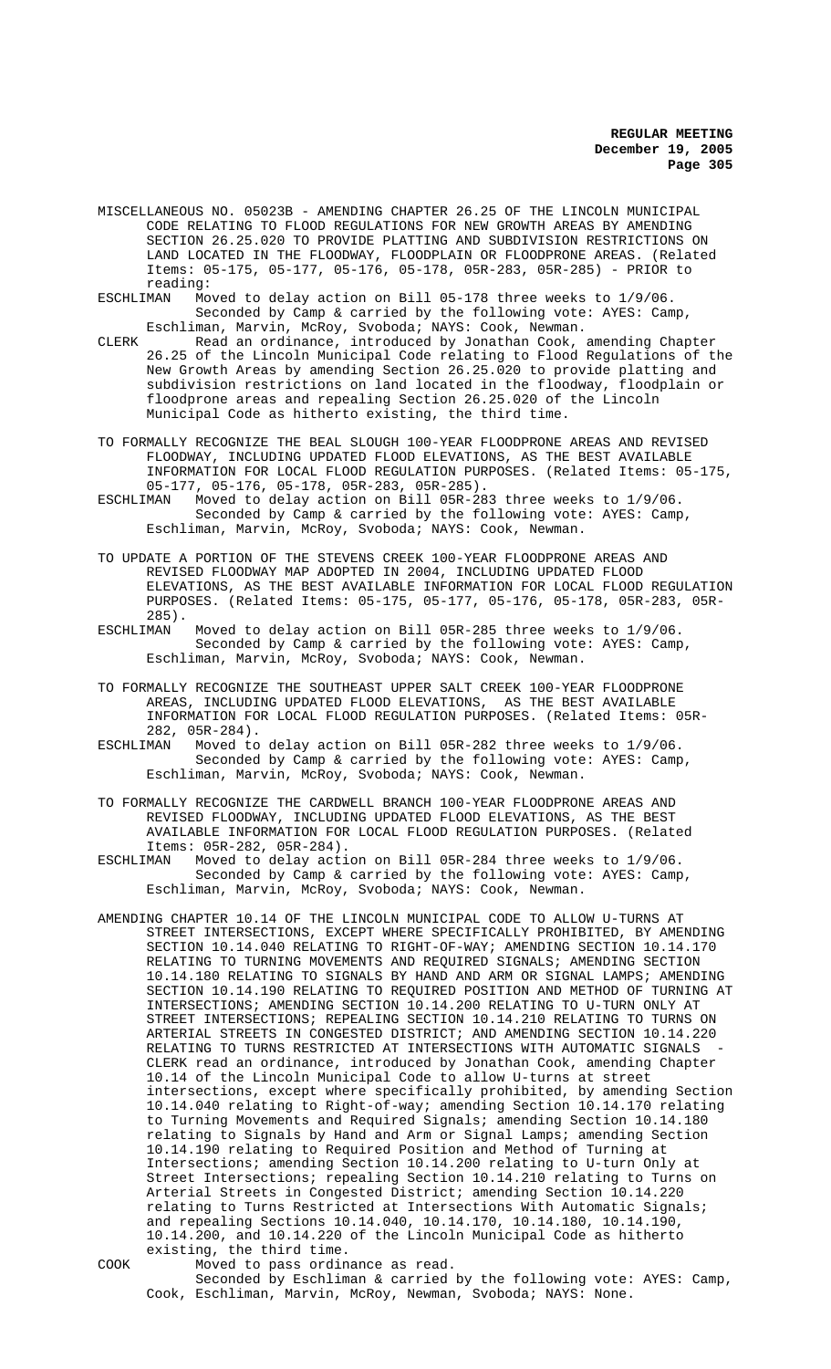MISCELLANEOUS NO. 05023B - AMENDING CHAPTER 26.25 OF THE LINCOLN MUNICIPAL CODE RELATING TO FLOOD REGULATIONS FOR NEW GROWTH AREAS BY AMENDING SECTION 26.25.020 TO PROVIDE PLATTING AND SUBDIVISION RESTRICTIONS ON LAND LOCATED IN THE FLOODWAY, FLOODPLAIN OR FLOODPRONE AREAS. (Related Items: 05-175, 05-177, 05-176, 05-178, 05R-283, 05R-285) - PRIOR to reading:

ESCHLIMAN Moved to delay action on Bill 05-178 three weeks to 1/9/06. Seconded by Camp & carried by the following vote: AYES: Camp, Eschliman, Marvin, McRoy, Svoboda; NAYS: Cook, Newman.

CLERK Read an ordinance, introduced by Jonathan Cook, amending Chapter 26.25 of the Lincoln Municipal Code relating to Flood Regulations of the New Growth Areas by amending Section 26.25.020 to provide platting and subdivision restrictions on land located in the floodway, floodplain or floodprone areas and repealing Section 26.25.020 of the Lincoln Municipal Code as hitherto existing, the third time.

TO FORMALLY RECOGNIZE THE BEAL SLOUGH 100-YEAR FLOODPRONE AREAS AND REVISED FLOODWAY, INCLUDING UPDATED FLOOD ELEVATIONS, AS THE BEST AVAILABLE INFORMATION FOR LOCAL FLOOD REGULATION PURPOSES. (Related Items: 05-175, 05-177, 05-176, 05-178, 05R-283, 05R-285).

ESCHLIMAN Moved to delay action on Bill 05R-283 three weeks to 1/9/06. Seconded by Camp & carried by the following vote: AYES: Camp, Eschliman, Marvin, McRoy, Svoboda; NAYS: Cook, Newman.

TO UPDATE A PORTION OF THE STEVENS CREEK 100-YEAR FLOODPRONE AREAS AND REVISED FLOODWAY MAP ADOPTED IN 2004, INCLUDING UPDATED FLOOD ELEVATIONS, AS THE BEST AVAILABLE INFORMATION FOR LOCAL FLOOD REGULATION PURPOSES. (Related Items: 05-175, 05-177, 05-176, 05-178, 05R-283, 05R-285).

ESCHLIMAN Moved to delay action on Bill 05R-285 three weeks to 1/9/06. Seconded by Camp & carried by the following vote: AYES: Camp, Eschliman, Marvin, McRoy, Svoboda; NAYS: Cook, Newman.

TO FORMALLY RECOGNIZE THE SOUTHEAST UPPER SALT CREEK 100-YEAR FLOODPRONE AREAS, INCLUDING UPDATED FLOOD ELEVATIONS, AS THE BEST AVAILABLE INFORMATION FOR LOCAL FLOOD REGULATION PURPOSES. (Related Items: 05R-282, 05R-284).

ESCHLIMAN Moved to delay action on Bill 05R-282 three weeks to 1/9/06. Seconded by Camp & carried by the following vote: AYES: Camp, Eschliman, Marvin, McRoy, Svoboda; NAYS: Cook, Newman.

TO FORMALLY RECOGNIZE THE CARDWELL BRANCH 100-YEAR FLOODPRONE AREAS AND REVISED FLOODWAY, INCLUDING UPDATED FLOOD ELEVATIONS, AS THE BEST AVAILABLE INFORMATION FOR LOCAL FLOOD REGULATION PURPOSES. (Related Items: 05R-282, 05R-284).

ESCHLIMAN Moved to delay action on Bill 05R-284 three weeks to 1/9/06. Seconded by Camp & carried by the following vote: AYES: Camp, Eschliman, Marvin, McRoy, Svoboda; NAYS: Cook, Newman.

AMENDING CHAPTER 10.14 OF THE LINCOLN MUNICIPAL CODE TO ALLOW U-TURNS AT STREET INTERSECTIONS, EXCEPT WHERE SPECIFICALLY PROHIBITED, BY AMENDING SECTION 10.14.040 RELATING TO RIGHT-OF-WAY; AMENDING SECTION 10.14.170 RELATING TO TURNING MOVEMENTS AND REQUIRED SIGNALS; AMENDING SECTION 10.14.180 RELATING TO SIGNALS BY HAND AND ARM OR SIGNAL LAMPS; AMENDING SECTION 10.14.190 RELATING TO REQUIRED POSITION AND METHOD OF TURNING AT INTERSECTIONS; AMENDING SECTION 10.14.200 RELATING TO U-TURN ONLY AT STREET INTERSECTIONS; REPEALING SECTION 10.14.210 RELATING TO TURNS ON ARTERIAL STREETS IN CONGESTED DISTRICT; AND AMENDING SECTION 10.14.220 RELATING TO TURNS RESTRICTED AT INTERSECTIONS WITH AUTOMATIC SIGNALS - CLERK read an ordinance, introduced by Jonathan Cook, amending Chapter 10.14 of the Lincoln Municipal Code to allow U-turns at street intersections, except where specifically prohibited, by amending Section 10.14.040 relating to Right-of-way; amending Section 10.14.170 relating to Turning Movements and Required Signals; amending Section 10.14.180 relating to Signals by Hand and Arm or Signal Lamps; amending Section 10.14.190 relating to Required Position and Method of Turning at Intersections; amending Section 10.14.200 relating to U-turn Only at Street Intersections; repealing Section 10.14.210 relating to Turns on Arterial Streets in Congested District; amending Section 10.14.220 relating to Turns Restricted at Intersections With Automatic Signals; and repealing Sections 10.14.040, 10.14.170, 10.14.180, 10.14.190, 10.14.200, and 10.14.220 of the Lincoln Municipal Code as hitherto existing, the third time.

COOK Moved to pass ordinance as read. Seconded by Eschliman & carried by the following vote: AYES: Camp, Cook, Eschliman, Marvin, McRoy, Newman, Svoboda; NAYS: None.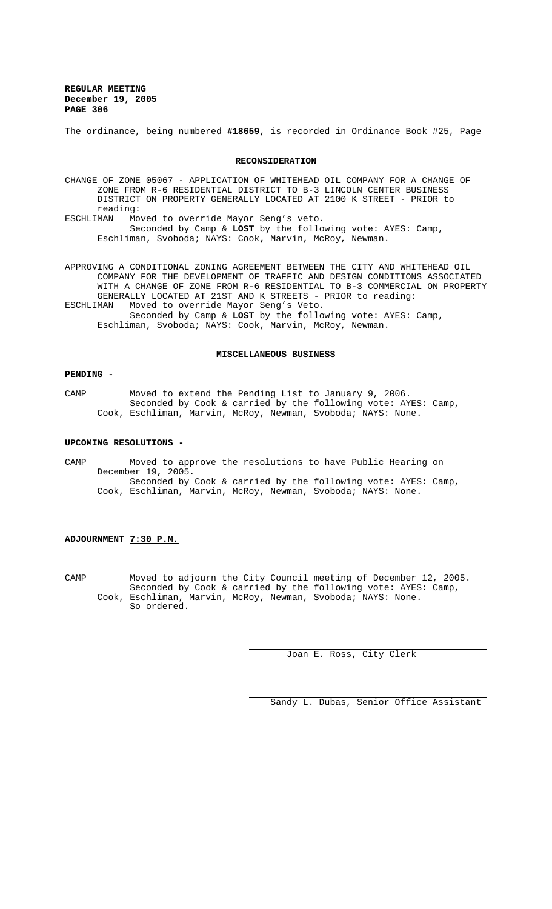The ordinance, being numbered **#18659**, is recorded in Ordinance Book #25, Page

## RECONSIDERATION

CHANGE OF ZONE 05067 - APPLICATION OF WHITEHEAD OIL COMPANY FOR A CHANGE OF ZONE FROM R-6 RESIDENTIAL DISTRICT TO B-3 LINCOLN CENTER BUSINESS DISTRICT ON PROPERTY GENERALLY LOCATED AT 2100 K STREET - PRIOR to reading:

ESCHLIMAN Moved to override Mayor Seng's veto.
Seconded by Camp & **LOST** by the following vote: AYES: Camp, Eschliman, Svoboda; NAYS: Cook, Marvin, McRoy, Newman.

APPROVING A CONDITIONAL ZONING AGREEMENT BETWEEN THE CITY AND WHITEHEAD OIL COMPANY FOR THE DEVELOPMENT OF TRAFFIC AND DESIGN CONDITIONS ASSOCIATED WITH A CHANGE OF ZONE FROM R-6 RESIDENTIAL TO B-3 COMMERCIAL ON PROPERTY GENERALLY LOCATED AT 21ST AND K STREETS - PRIOR to reading:

ESCHLIMAN Moved to override Mayor Seng's Veto.
Seconded by Camp & **LOST** by the following vote: AYES: Camp, Eschliman, Svoboda; NAYS: Cook, Marvin, McRoy, Newman.

## MISCELLANEOUS BUSINESS

**PENDING -**

CAMP Moved to extend the Pending List to January 9, 2006.
Seconded by Cook & carried by the following vote: AYES: Camp, Cook, Eschliman, Marvin, McRoy, Newman, Svoboda; NAYS: None.

**UPCOMING RESOLUTIONS -**

CAMP Moved to approve the resolutions to have Public Hearing on December 19, 2005.
Seconded by Cook & carried by the following vote: AYES: Camp, Cook, Eschliman, Marvin, McRoy, Newman, Svoboda; NAYS: None.

**ADJOURNMENT** 7:30 P.M.

CAMP Moved to adjourn the City Council meeting of December 12, 2005.
Seconded by Cook & carried by the following vote: AYES: Camp, Cook, Eschliman, Marvin, McRoy, Newman, Svoboda; NAYS: None.
So ordered.

Joan E. Ross, City Clerk

Sandy L. Dubas, Senior Office Assistant